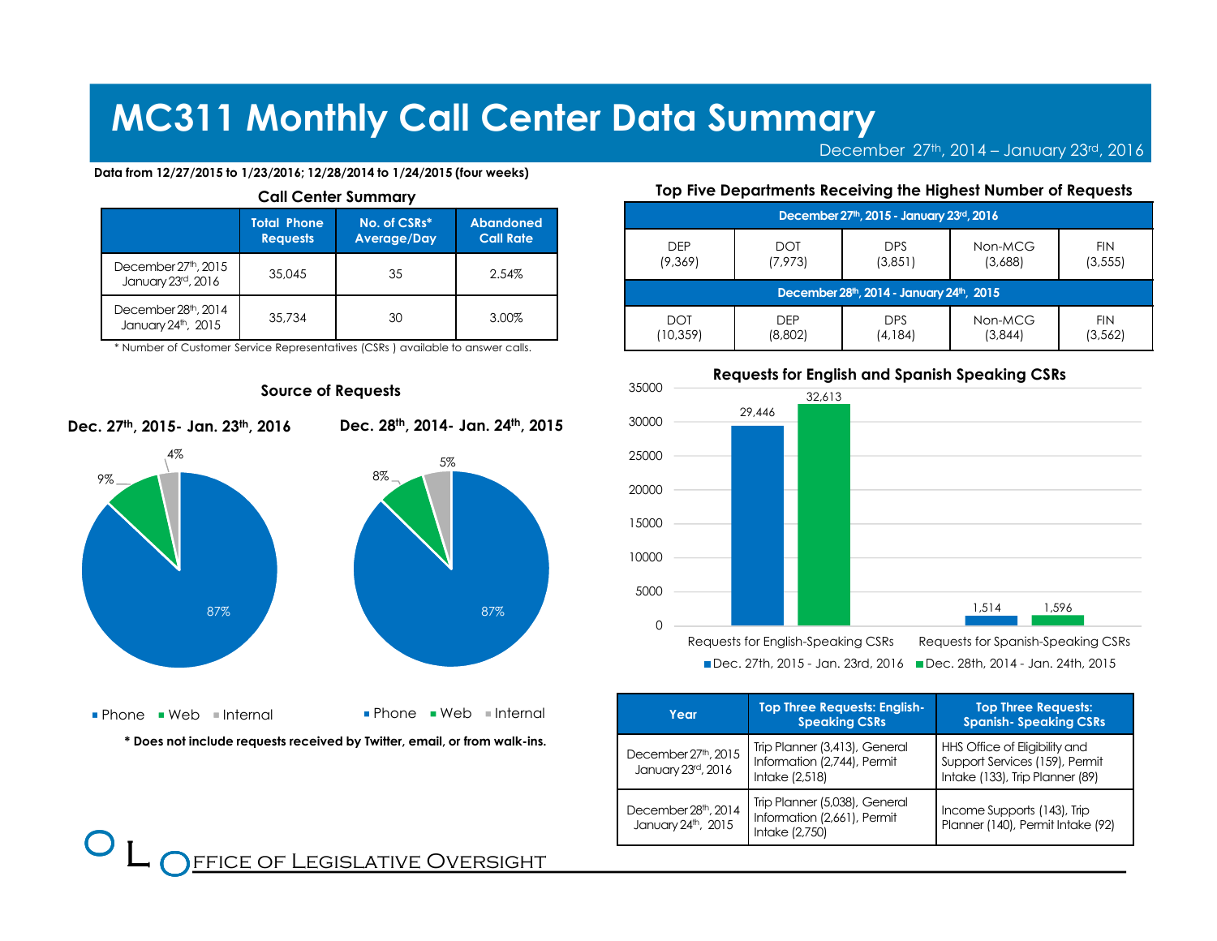# MC311 Monthly Call Center Data Summary

December 27th, 2014 – January 23rd, 2016

**Data from 12/27/2015 to 1/23/2016; 12/28/2014 to 1/24/2015 (four weeks)**

### Call Center Summary

| | Total Phone Requests | No. of CSRs* Average/Day | Abandoned Call Rate |
|---|---|---|---|
| December 27th, 2015 January 23rd, 2016 | 35,045 | 35 | 2.54% |
| December 28th, 2014 January 24th, 2015 | 35,734 | 30 | 3.00% |

\* Number of Customer Service Representatives (CSRs ) available to answer calls.

### Top Five Departments Receiving the Highest Number of Requests

| December 27th, 2015 - January 23rd, 2016 | | | | |
|---|---|---|---|---|
| DEP (9,369) | DOT (7,973) | DPS (3,851) | Non-MCG (3,688) | FIN (3,555) |
| **December 28th, 2014 - January 24th, 2015** | | | | |
| DOT (10,359) | DEP (8,802) | DPS (4,184) | Non-MCG (3,844) | FIN (3,562) |

### Source of Requests

**Dec. 27th, 2015- Jan. 23th, 2016**

| Source | Share |
|---|---|
| Phone | 87% |
| Web | 9% |
| Internal | 4% |

**Dec. 28th, 2014- Jan. 24th, 2015**

| Source | Share |
|---|---|
| Phone | 87% |
| Web | 8% |
| Internal | 5% |

**\* Does not include requests received by Twitter, email, or from walk-ins.**

### Requests for English and Spanish Speaking CSRs

| | Dec. 27th, 2015 - Jan. 23rd, 2016 | Dec. 28th, 2014 - Jan. 24th, 2015 |
|---|---|---|
| Requests for English-Speaking CSRs | 29,446 | 32,613 |
| Requests for Spanish-Speaking CSRs | 1,514 | 1,596 |

| Year | Top Three Requests: English-Speaking CSRs | Top Three Requests: Spanish- Speaking CSRs |
|---|---|---|
| December 27th, 2015 January 23rd, 2016 | Trip Planner (3,413), General Information (2,744), Permit Intake (2,518) | HHS Office of Eligibility and Support Services (159), Permit Intake (133), Trip Planner (89) |
| December 28th, 2014 January 24th, 2015 | Trip Planner (5,038), General Information (2,661), Permit Intake (2,750) | Income Supports (143), Trip Planner (140), Permit Intake (92) |

Office of Legislative Oversight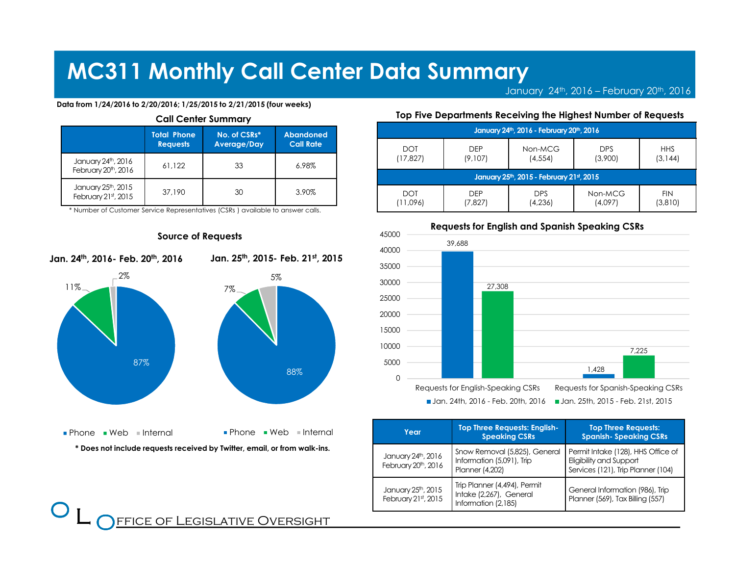# MC311 Monthly Call Center Data Summary

January 24th, 2016 – February 20th, 2016

**Data from 1/24/2016 to 2/20/2016; 1/25/2015 to 2/21/2015 (four weeks)**

### Call Center Summary

| | Total Phone Requests | No. of CSRs* Average/Day | Abandoned Call Rate |
|---|---|---|---|
| January 24th, 2016 February 20th, 2016 | 61,122 | 33 | 6.98% |
| January 25th, 2015 February 21st, 2015 | 37,190 | 30 | 3.90% |

\* Number of Customer Service Representatives (CSRs ) available to answer calls.

### Source of Requests

**Jan. 24th, 2016- Feb. 20th, 2016**

| Source | Percent |
|---|---|
| Phone | 87% |
| Web | 11% |
| Internal | 2% |

**Jan. 25th, 2015- Feb. 21st, 2015**

| Source | Percent |
|---|---|
| Phone | 88% |
| Web | 7% |
| Internal | 5% |

**\* Does not include requests received by Twitter, email, or from walk-ins.**

### Top Five Departments Receiving the Highest Number of Requests

| January 24th, 2016 - February 20th, 2016 | | | | |
|---|---|---|---|---|
| DOT (17,827) | DEP (9,107) | Non-MCG (4,554) | DPS (3,900) | HHS (3,144) |
| **January 25th, 2015 - February 21st, 2015** | | | | |
| DOT (11,096) | DEP (7,827) | DPS (4,236) | Non-MCG (4,097) | FIN (3,810) |

### Requests for English and Spanish Speaking CSRs

| | Jan. 24th, 2016 - Feb. 20th, 2016 | Jan. 25th, 2015 - Feb. 21st, 2015 |
|---|---|---|
| Requests for English-Speaking CSRs | 39,688 | 27,308 |
| Requests for Spanish-Speaking CSRs | 1,428 | 7,225 |

| Year | Top Three Requests: English-Speaking CSRs | Top Three Requests: Spanish- Speaking CSRs |
|---|---|---|
| January 24th, 2016 February 20th, 2016 | Snow Removal (5,825), General Information (5,091), Trip Planner (4,202) | Permit Intake (128), HHS Office of Eligibility and Support Services (121), Trip Planner (104) |
| January 25th, 2015 February 21st, 2015 | Trip Planner (4,494), Permit Intake (2,267), General Information (2,185) | General Information (986), Trip Planner (569), Tax Billing (557) |

Office of Legislative Oversight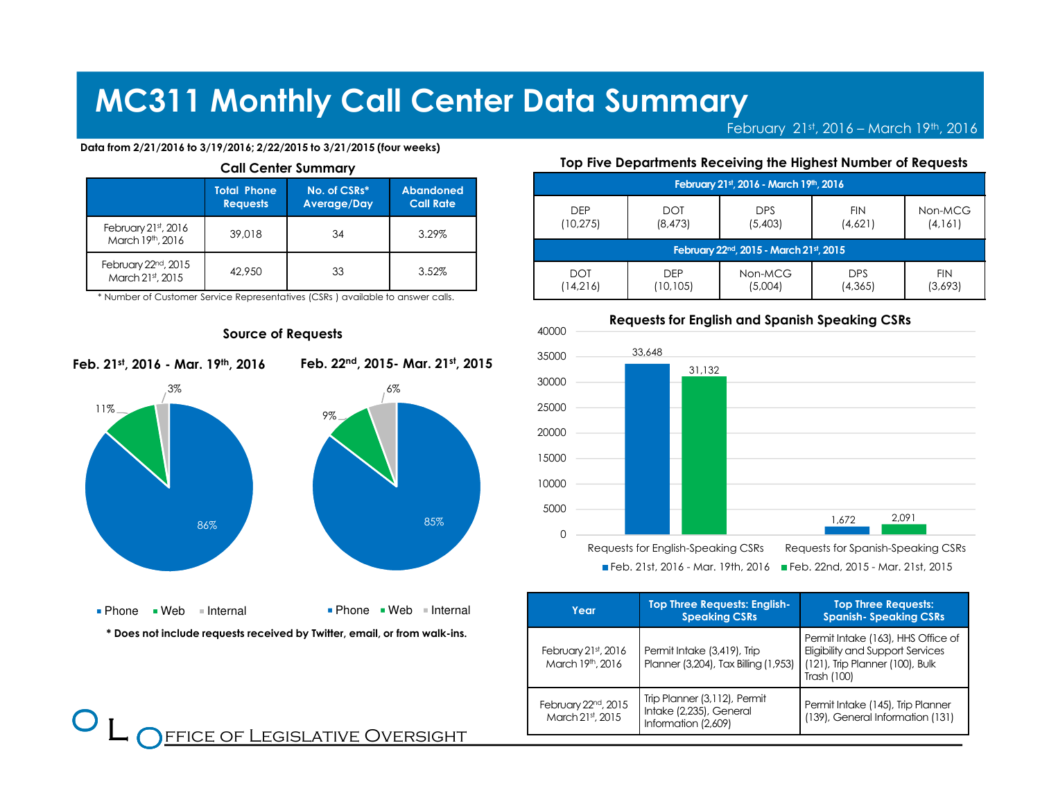# MC311 Monthly Call Center Data Summary

February 21st, 2016 – March 19th, 2016

**Data from 2/21/2016 to 3/19/2016; 2/22/2015 to 3/21/2015 (four weeks)**

### Call Center Summary

| | Total Phone Requests | No. of CSRs* Average/Day | Abandoned Call Rate |
|---|---|---|---|
| February 21st, 2016 March 19th, 2016 | 39,018 | 34 | 3.29% |
| February 22nd, 2015 March 21st, 2015 | 42,950 | 33 | 3.52% |

* Number of Customer Service Representatives (CSRs ) available to answer calls.

### Source of Requests

**Feb. 21st, 2016 - Mar. 19th, 2016**

- Phone: 86%
- Web: 11%
- Internal: 3%

**Feb. 22nd, 2015- Mar. 21st, 2015**

- Phone: 85%
- Web: 9%
- Internal: 6%

**\* Does not include requests received by Twitter, email, or from walk-ins.**

### Top Five Departments Receiving the Highest Number of Requests

| February 21st, 2016 - March 19th, 2016 | | | | |
|---|---|---|---|---|
| DEP (10,275) | DOT (8,473) | DPS (5,403) | FIN (4,621) | Non-MCG (4,161) |
| **February 22nd, 2015 - March 21st, 2015** | | | | |
| DOT (14,216) | DEP (10,105) | Non-MCG (5,004) | DPS (4,365) | FIN (3,693) |

### Requests for English and Spanish Speaking CSRs

| | Feb. 21st, 2016 - Mar. 19th, 2016 | Feb. 22nd, 2015 - Mar. 21st, 2015 |
|---|---|---|
| Requests for English-Speaking CSRs | 33,648 | 31,132 |
| Requests for Spanish-Speaking CSRs | 1,672 | 2,091 |

| Year | Top Three Requests: English-Speaking CSRs | Top Three Requests: Spanish- Speaking CSRs |
|---|---|---|
| February 21st, 2016 March 19th, 2016 | Permit Intake (3,419), Trip Planner (3,204), Tax Billing (1,953) | Permit Intake (163), HHS Office of Eligibility and Support Services (121), Trip Planner (100), Bulk Trash (100) |
| February 22nd, 2015 March 21st, 2015 | Trip Planner (3,112), Permit Intake (2,235), General Information (2,609) | Permit Intake (145), Trip Planner (139), General Information (131) |

Office of Legislative Oversight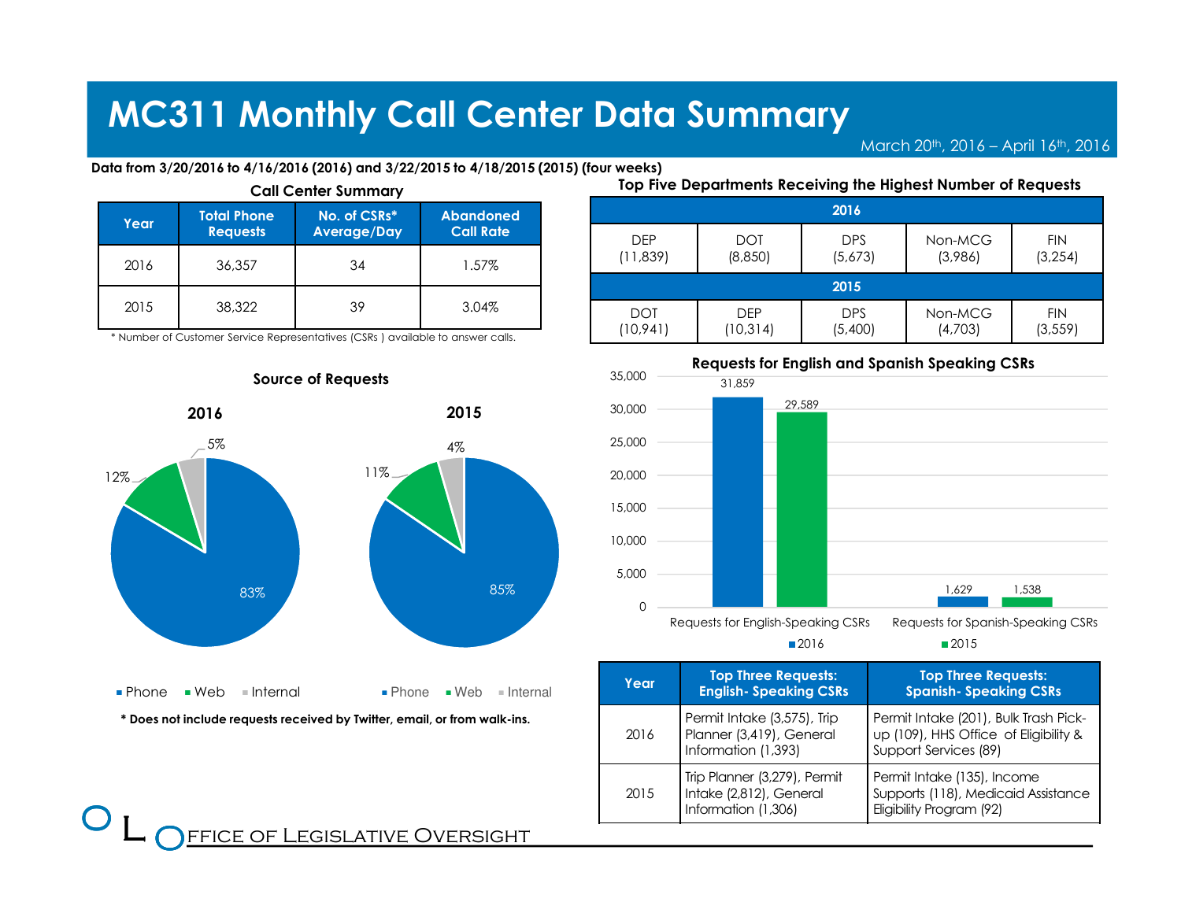# MC311 Monthly Call Center Data Summary

March 20th, 2016 – April 16th, 2016

**Data from 3/20/2016 to 4/16/2016 (2016) and 3/22/2015 to 4/18/2015 (2015) (four weeks)**

### Call Center Summary

| Year | Total Phone Requests | No. of CSRs* Average/Day | Abandoned Call Rate |
|---|---|---|---|
| 2016 | 36,357 | 34 | 1.57% |
| 2015 | 38,322 | 39 | 3.04% |

\* Number of Customer Service Representatives (CSRs ) available to answer calls.

### Top Five Departments Receiving the Highest Number of Requests

| 2016 | | | | |
|---|---|---|---|---|
| DEP (11,839) | DOT (8,850) | DPS (5,673) | Non-MCG (3,986) | FIN (3,254) |
| **2015** | | | | |
| DOT (10,941) | DEP (10,314) | DPS (5,400) | Non-MCG (4,703) | FIN (3,559) |

### Source of Requests

| Source | 2016 | 2015 |
|---|---|---|
| Phone | 83% | 85% |
| Web | 12% | 11% |
| Internal | 5% | 4% |

**\* Does not include requests received by Twitter, email, or from walk-ins.**

### Requests for English and Spanish Speaking CSRs

| | 2016 | 2015 |
|---|---|---|
| Requests for English-Speaking CSRs | 31,859 | 29,589 |
| Requests for Spanish-Speaking CSRs | 1,629 | 1,538 |

| Year | Top Three Requests: English- Speaking CSRs | Top Three Requests: Spanish- Speaking CSRs |
|---|---|---|
| 2016 | Permit Intake (3,575), Trip Planner (3,419), General Information (1,393) | Permit Intake (201), Bulk Trash Pick-up (109), HHS Office of Eligibility & Support Services (89) |
| 2015 | Trip Planner (3,279), Permit Intake (2,812), General Information (1,306) | Permit Intake (135), Income Supports (118), Medicaid Assistance Eligibility Program (92) |

Office of Legislative Oversight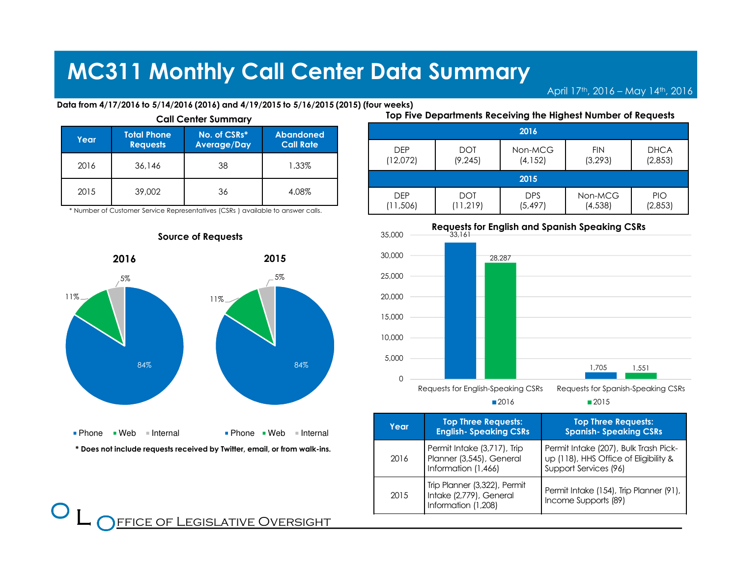# MC311 Monthly Call Center Data Summary

April 17th, 2016 – May 14th, 2016

**Data from 4/17/2016 to 5/14/2016 (2016) and 4/19/2015 to 5/16/2015 (2015) (four weeks)**

**Call Center Summary**

| Year | Total Phone Requests | No. of CSRs* Average/Day | Abandoned Call Rate |
|---|---|---|---|
| 2016 | 36,146 | 38 | 1.33% |
| 2015 | 39,002 | 36 | 4.08% |

\* Number of Customer Service Representatives (CSRs ) available to answer calls.

**Top Five Departments Receiving the Highest Number of Requests**

| 2016 | | | | |
|---|---|---|---|---|
| DEP (12,072) | DOT (9,245) | Non-MCG (4,152) | FIN (3,293) | DHCA (2,853) |
| **2015** | | | | |
| DEP (11,506) | DOT (11,219) | DPS (5,497) | Non-MCG (4,538) | PIO (2,853) |

**Source of Requests**

| Source | 2016 | 2015 |
|---|---|---|
| Phone | 84% | 84% |
| Web | 11% | 11% |
| Internal | 5% | 5% |

**\* Does not include requests received by Twitter, email, or from walk-ins.**

**Requests for English and Spanish Speaking CSRs**

| | 2016 | 2015 |
|---|---|---|
| Requests for English-Speaking CSRs | 33,161 | 28,287 |
| Requests for Spanish-Speaking CSRs | 1,705 | 1,551 |

| Year | Top Three Requests: English- Speaking CSRs | Top Three Requests: Spanish- Speaking CSRs |
|---|---|---|
| 2016 | Permit Intake (3,717), Trip Planner (3,545), General Information (1,466) | Permit Intake (207), Bulk Trash Pick-up (118), HHS Office of Eligibility & Support Services (96) |
| 2015 | Trip Planner (3,322), Permit Intake (2,779), General Information (1,208) | Permit Intake (154), Trip Planner (91), Income Supports (89) |

Office of Legislative Oversight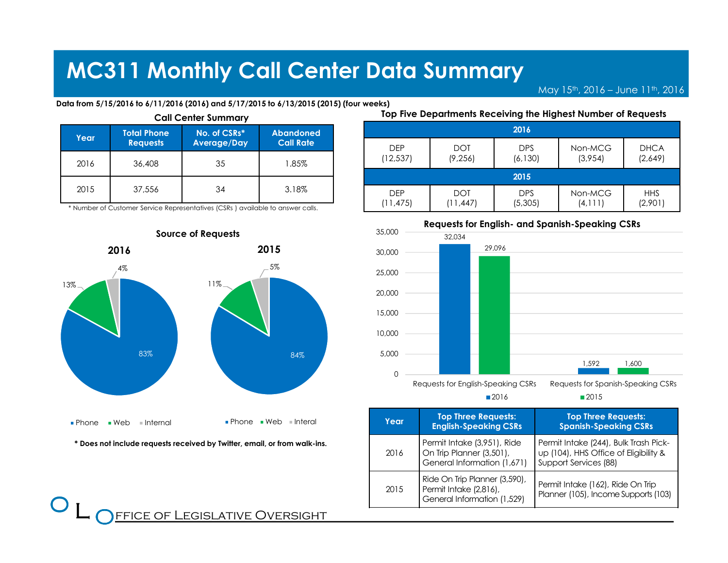# MC311 Monthly Call Center Data Summary

May 15th, 2016 – June 11th, 2016

**Data from 5/15/2016 to 6/11/2016 (2016) and 5/17/2015 to 6/13/2015 (2015) (four weeks)**

### Call Center Summary

| Year | Total Phone Requests | No. of CSRs* Average/Day | Abandoned Call Rate |
|---|---|---|---|
| 2016 | 36,408 | 35 | 1.85% |
| 2015 | 37,556 | 34 | 3.18% |

\* Number of Customer Service Representatives (CSRs ) available to answer calls.

### Top Five Departments Receiving the Highest Number of Requests

| 2016 | | | | |
|---|---|---|---|---|
| DEP (12,537) | DOT (9,256) | DPS (6,130) | Non-MCG (3,954) | DHCA (2,649) |
| **2015** | | | | |
| DEP (11,475) | DOT (11,447) | DPS (5,305) | Non-MCG (4,111) | HHS (2,901) |

### Source of Requests

**2016**

| Source | Percent |
|---|---|
| Phone | 83% |
| Web | 13% |
| Internal | 4% |

**2015**

| Source | Percent |
|---|---|
| Phone | 84% |
| Web | 11% |
| Interal | 5% |

**\* Does not include requests received by Twitter, email, or from walk-ins.**

### Requests for English- and Spanish-Speaking CSRs

| | 2016 | 2015 |
|---|---|---|
| Requests for English-Speaking CSRs | 32,034 | 29,096 |
| Requests for Spanish-Speaking CSRs | 1,592 | 1,600 |

| Year | Top Three Requests: English-Speaking CSRs | Top Three Requests: Spanish-Speaking CSRs |
|---|---|---|
| 2016 | Permit Intake (3,951), Ride On Trip Planner (3,501), General Information (1,671) | Permit Intake (244), Bulk Trash Pick-up (104), HHS Office of Eligibility & Support Services (88) |
| 2015 | Ride On Trip Planner (3,590), Permit Intake (2,816), General Information (1,529) | Permit Intake (162), Ride On Trip Planner (105), Income Supports (103) |

Office of Legislative Oversight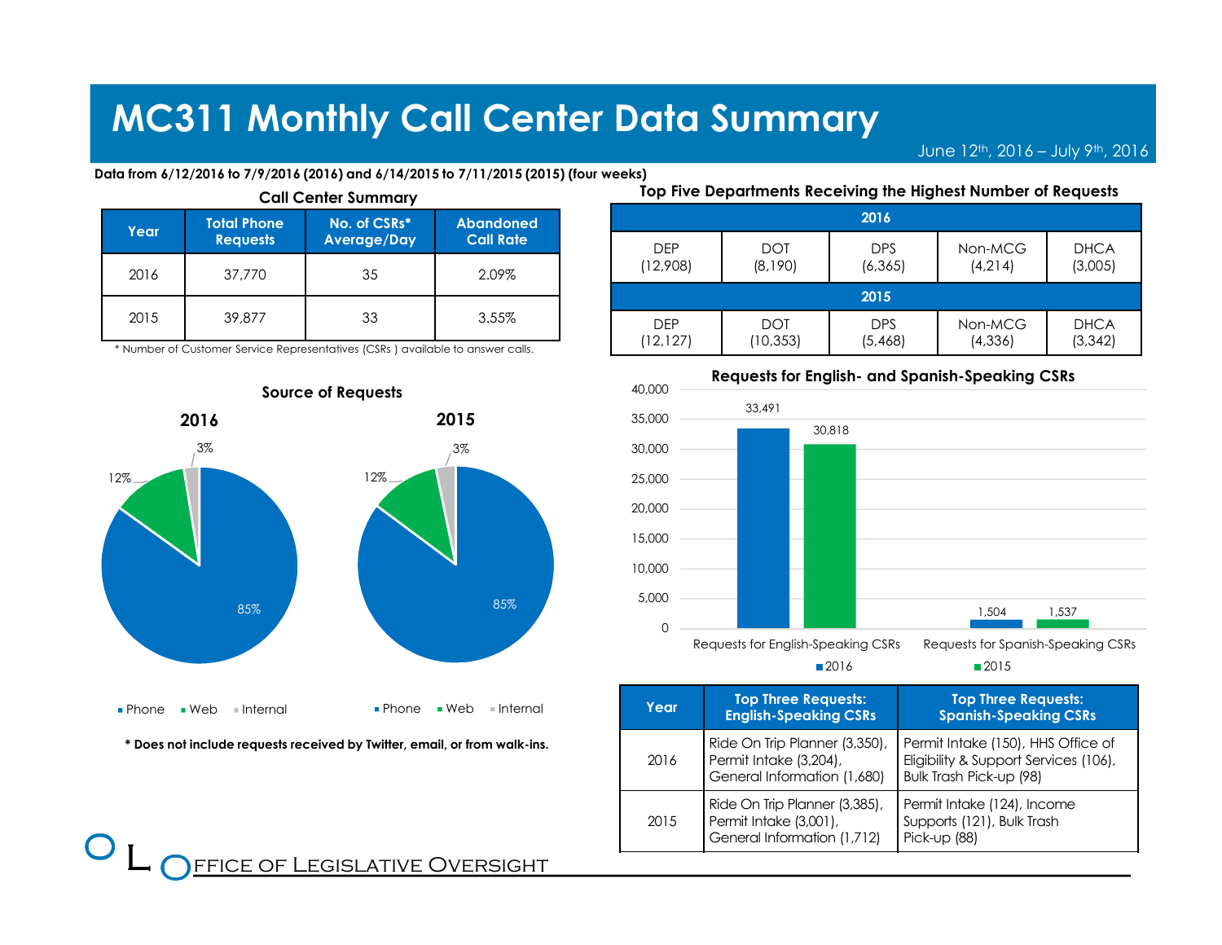# MC311 Monthly Call Center Data Summary

June 12th, 2016 – July 9th, 2016

**Data from 6/12/2016 to 7/9/2016 (2016) and 6/14/2015 to 7/11/2015 (2015) (four weeks)**

### Call Center Summary

| Year | Total Phone Requests | No. of CSRs* Average/Day | Abandoned Call Rate |
|---|---|---|---|
| 2016 | 37,770 | 35 | 2.09% |
| 2015 | 39,877 | 33 | 3.55% |

\* Number of Customer Service Representatives (CSRs ) available to answer calls.

### Top Five Departments Receiving the Highest Number of Requests

| 2016 | | | | |
|---|---|---|---|---|
| DEP (12,908) | DOT (8,190) | DPS (6,365) | Non-MCG (4,214) | DHCA (3,005) |
| **2015** | | | | |
| DEP (12,127) | DOT (10,353) | DPS (5,468) | Non-MCG (4,336) | DHCA (3,342) |

### Source of Requests

**2016**

| Source | Percent |
|---|---|
| Phone | 85% |
| Web | 12% |
| Internal | 3% |

**2015**

| Source | Percent |
|---|---|
| Phone | 85% |
| Web | 12% |
| Internal | 3% |

**\* Does not include requests received by Twitter, email, or from walk-ins.**

### Requests for English- and Spanish-Speaking CSRs

| | 2016 | 2015 |
|---|---|---|
| Requests for English-Speaking CSRs | 33,491 | 30,818 |
| Requests for Spanish-Speaking CSRs | 1,504 | 1,537 |

| Year | Top Three Requests: English-Speaking CSRs | Top Three Requests: Spanish-Speaking CSRs |
|---|---|---|
| 2016 | Ride On Trip Planner (3,350), Permit Intake (3,204), General Information (1,680) | Permit Intake (150), HHS Office of Eligibility & Support Services (106), Bulk Trash Pick-up (98) |
| 2015 | Ride On Trip Planner (3,385), Permit Intake (3,001), General Information (1,712) | Permit Intake (124), Income Supports (121), Bulk Trash Pick-up (88) |

OLO Office of Legislative Oversight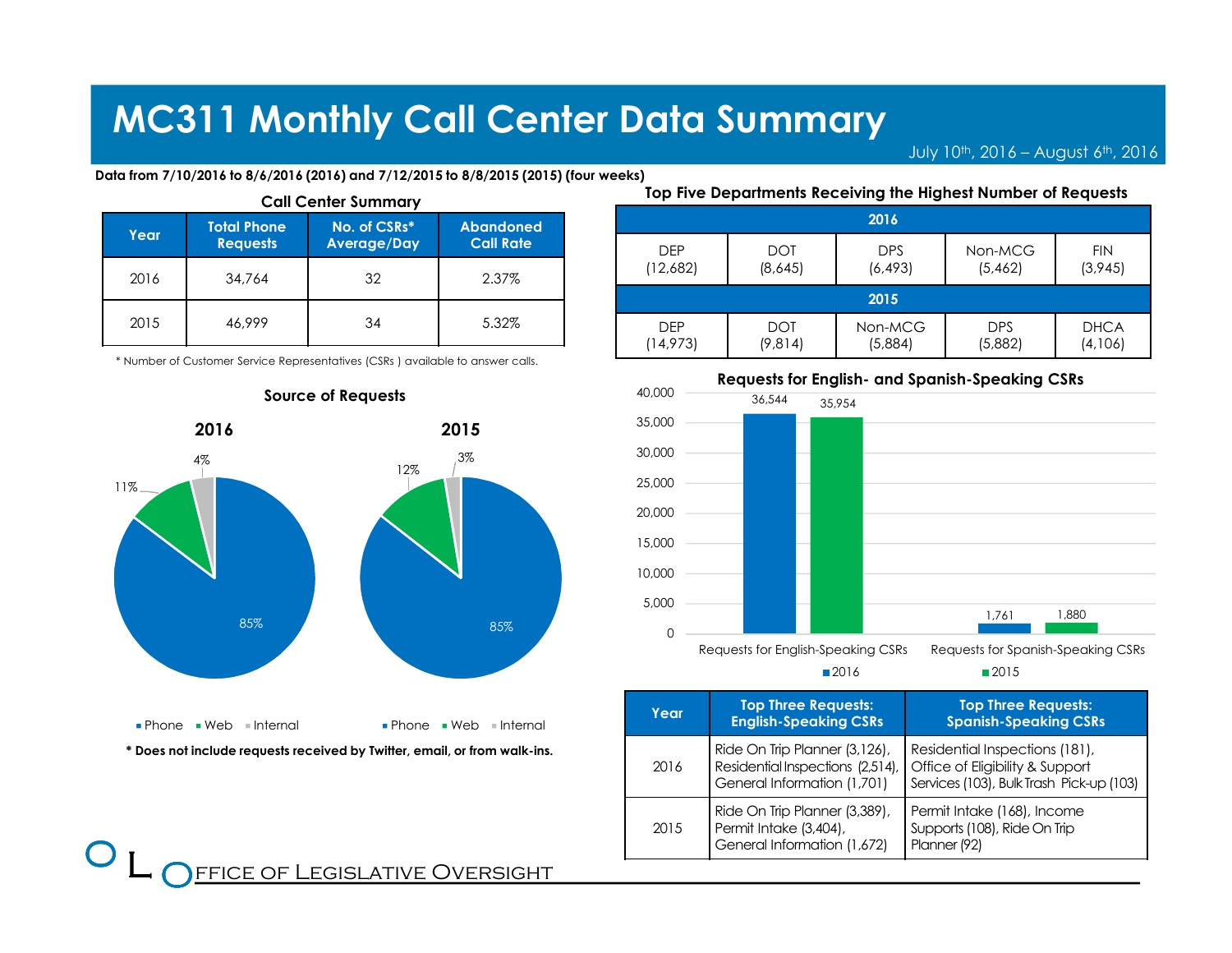# MC311 Monthly Call Center Data Summary

July 10th, 2016 – August 6th, 2016

**Data from 7/10/2016 to 8/6/2016 (2016) and 7/12/2015 to 8/8/2015 (2015) (four weeks)**

### Call Center Summary

| Year | Total Phone Requests | No. of CSRs* Average/Day | Abandoned Call Rate |
|---|---|---|---|
| 2016 | 34,764 | 32 | 2.37% |
| 2015 | 46,999 | 34 | 5.32% |

\* Number of Customer Service Representatives (CSRs ) available to answer calls.

### Source of Requests

**2016**

- Phone: 85%
- Web: 11%
- Internal: 4%

**2015**

- Phone: 85%
- Web: 12%
- Internal: 3%

**\* Does not include requests received by Twitter, email, or from walk-ins.**

### Top Five Departments Receiving the Highest Number of Requests

| 2016 | | | | |
|---|---|---|---|---|
| DEP (12,682) | DOT (8,645) | DPS (6,493) | Non-MCG (5,462) | FIN (3,945) |
| **2015** | | | | |
| DEP (14,973) | DOT (9,814) | Non-MCG (5,884) | DPS (5,882) | DHCA (4,106) |

### Requests for English- and Spanish-Speaking CSRs

| | 2016 | 2015 |
|---|---|---|
| Requests for English-Speaking CSRs | 36,544 | 35,954 |
| Requests for Spanish-Speaking CSRs | 1,761 | 1,880 |

| Year | Top Three Requests: English-Speaking CSRs | Top Three Requests: Spanish-Speaking CSRs |
|---|---|---|
| 2016 | Ride On Trip Planner (3,126), Residential Inspections (2,514), General Information (1,701) | Residential Inspections (181), Office of Eligibility & Support Services (103), Bulk Trash Pick-up (103) |
| 2015 | Ride On Trip Planner (3,389), Permit Intake (3,404), General Information (1,672) | Permit Intake (168), Income Supports (108), Ride On Trip Planner (92) |

Office of Legislative Oversight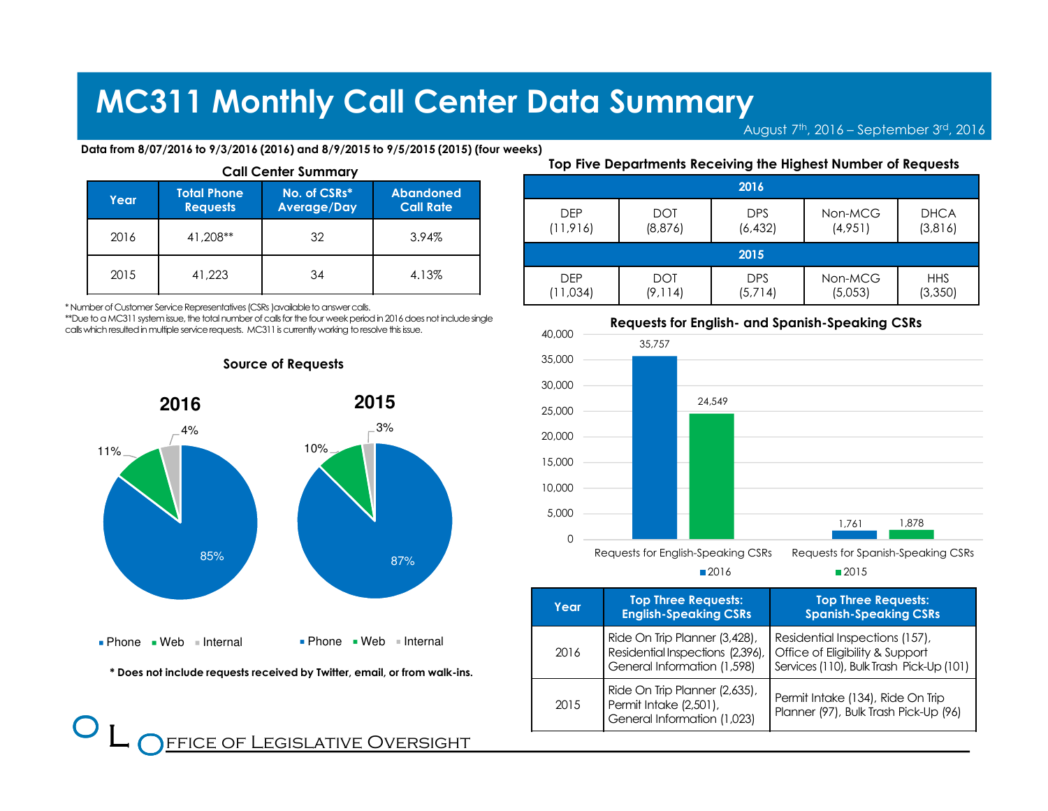# MC311 Monthly Call Center Data Summary

August 7th, 2016 – September 3rd, 2016

**Data from 8/07/2016 to 9/3/2016 (2016) and 8/9/2015 to 9/5/2015 (2015) (four weeks)**

### Call Center Summary

| Year | Total Phone Requests | No. of CSRs* Average/Day | Abandoned Call Rate |
|---|---|---|---|
| 2016 | 41,208** | 32 | 3.94% |
| 2015 | 41,223 | 34 | 4.13% |

* Number of Customer Service Representatives (CSRs) available to answer calls.

**Due to a MC311 system issue, the total number of calls for the four week period in 2016 does not include single calls which resulted in multiple service requests. MC311 is currently working to resolve this issue.

### Source of Requests

**2016**

- Phone: 85%
- Web: 11%
- Internal: 4%

**2015**

- Phone: 87%
- Web: 10%
- Internal: 3%

**\* Does not include requests received by Twitter, email, or from walk-ins.**

### Top Five Departments Receiving the Highest Number of Requests

| 2016 | | | | |
|---|---|---|---|---|
| DEP (11,916) | DOT (8,876) | DPS (6,432) | Non-MCG (4,951) | DHCA (3,816) |
| **2015** | | | | |
| DEP (11,034) | DOT (9,114) | DPS (5,714) | Non-MCG (5,053) | HHS (3,350) |

### Requests for English- and Spanish-Speaking CSRs

| | 2016 | 2015 |
|---|---|---|
| Requests for English-Speaking CSRs | 35,757 | 24,549 |
| Requests for Spanish-Speaking CSRs | 1,761 | 1,878 |

| Year | Top Three Requests: English-Speaking CSRs | Top Three Requests: Spanish-Speaking CSRs |
|---|---|---|
| 2016 | Ride On Trip Planner (3,428), Residential Inspections (2,396), General Information (1,598) | Residential Inspections (157), Office of Eligibility & Support Services (110), Bulk Trash Pick-Up (101) |
| 2015 | Ride On Trip Planner (2,635), Permit Intake (2,501), General Information (1,023) | Permit Intake (134), Ride On Trip Planner (97), Bulk Trash Pick-Up (96) |

Office of Legislative Oversight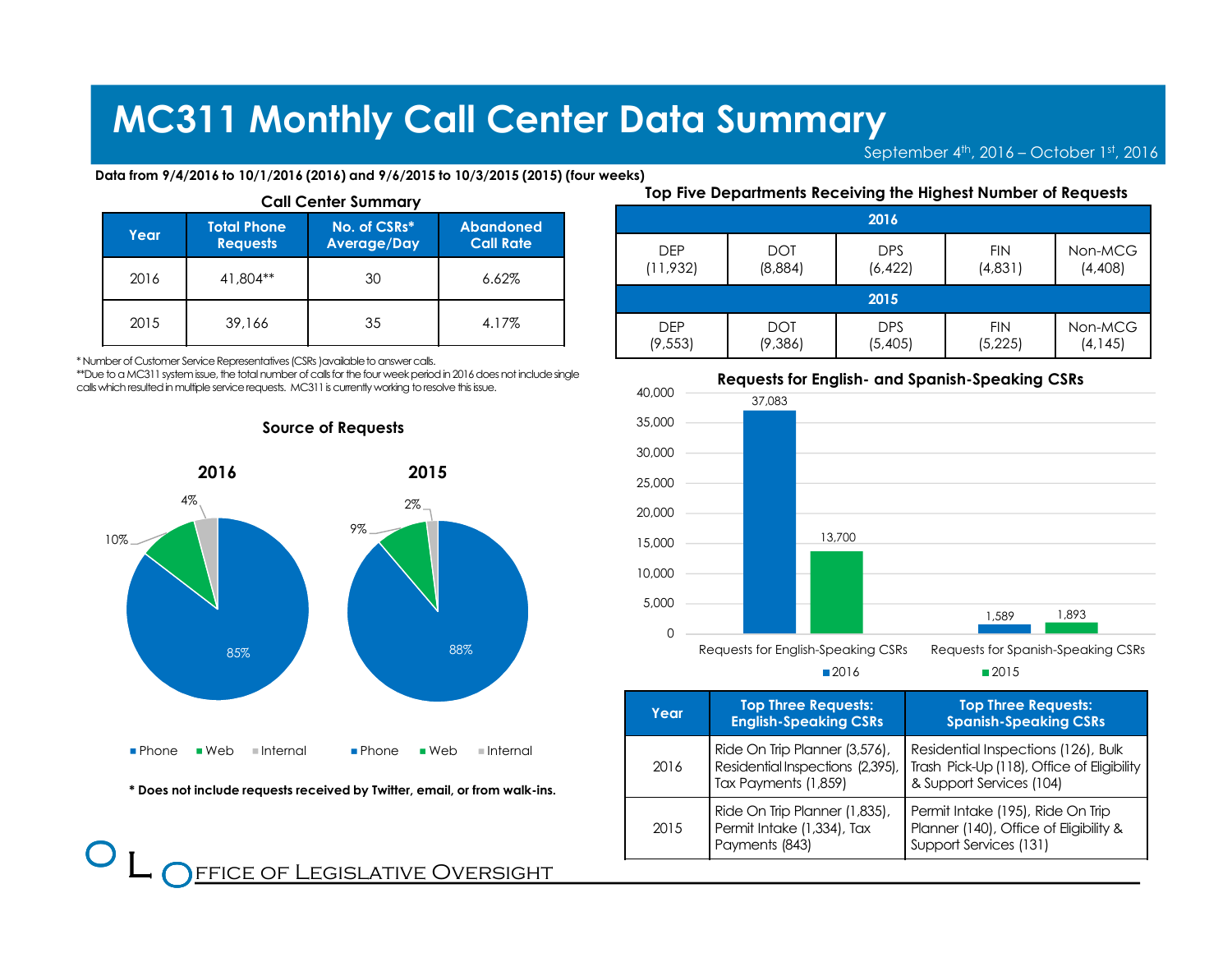# MC311 Monthly Call Center Data Summary

September 4th, 2016 – October 1st, 2016

**Data from 9/4/2016 to 10/1/2016 (2016) and 9/6/2015 to 10/3/2015 (2015) (four weeks)**

### Call Center Summary

| Year | Total Phone Requests | No. of CSRs* Average/Day | Abandoned Call Rate |
|---|---|---|---|
| 2016 | 41,804** | 30 | 6.62% |
| 2015 | 39,166 | 35 | 4.17% |

* Number of Customer Service Representatives (CSRs )available to answer calls.

**Due to a MC311 system issue, the total number of calls for the four week period in 2016 does not include single calls which resulted in multiple service requests. MC311 is currently working to resolve this issue.

### Source of Requests

**2016**

- Phone: 85%
- Web: 10%
- Internal: 4%

**2015**

- Phone: 88%
- Web: 9%
- Internal: 2%

**\* Does not include requests received by Twitter, email, or from walk-ins.**

### Top Five Departments Receiving the Highest Number of Requests

| 2016 | | | | |
|---|---|---|---|---|
| DEP (11,932) | DOT (8,884) | DPS (6,422) | FIN (4,831) | Non-MCG (4,408) |
| **2015** | | | | |
| DEP (9,553) | DOT (9,386) | DPS (5,405) | FIN (5,225) | Non-MCG (4,145) |

### Requests for English- and Spanish-Speaking CSRs

| | 2016 | 2015 |
|---|---|---|
| Requests for English-Speaking CSRs | 37,083 | 13,700 |
| Requests for Spanish-Speaking CSRs | 1,589 | 1,893 |

| Year | Top Three Requests: English-Speaking CSRs | Top Three Requests: Spanish-Speaking CSRs |
|---|---|---|
| 2016 | Ride On Trip Planner (3,576), Residential Inspections (2,395), Tax Payments (1,859) | Residential Inspections (126), Bulk Trash Pick-Up (118), Office of Eligibility & Support Services (104) |
| 2015 | Ride On Trip Planner (1,835), Permit Intake (1,334), Tax Payments (843) | Permit Intake (195), Ride On Trip Planner (140), Office of Eligibility & Support Services (131) |

Office of Legislative Oversight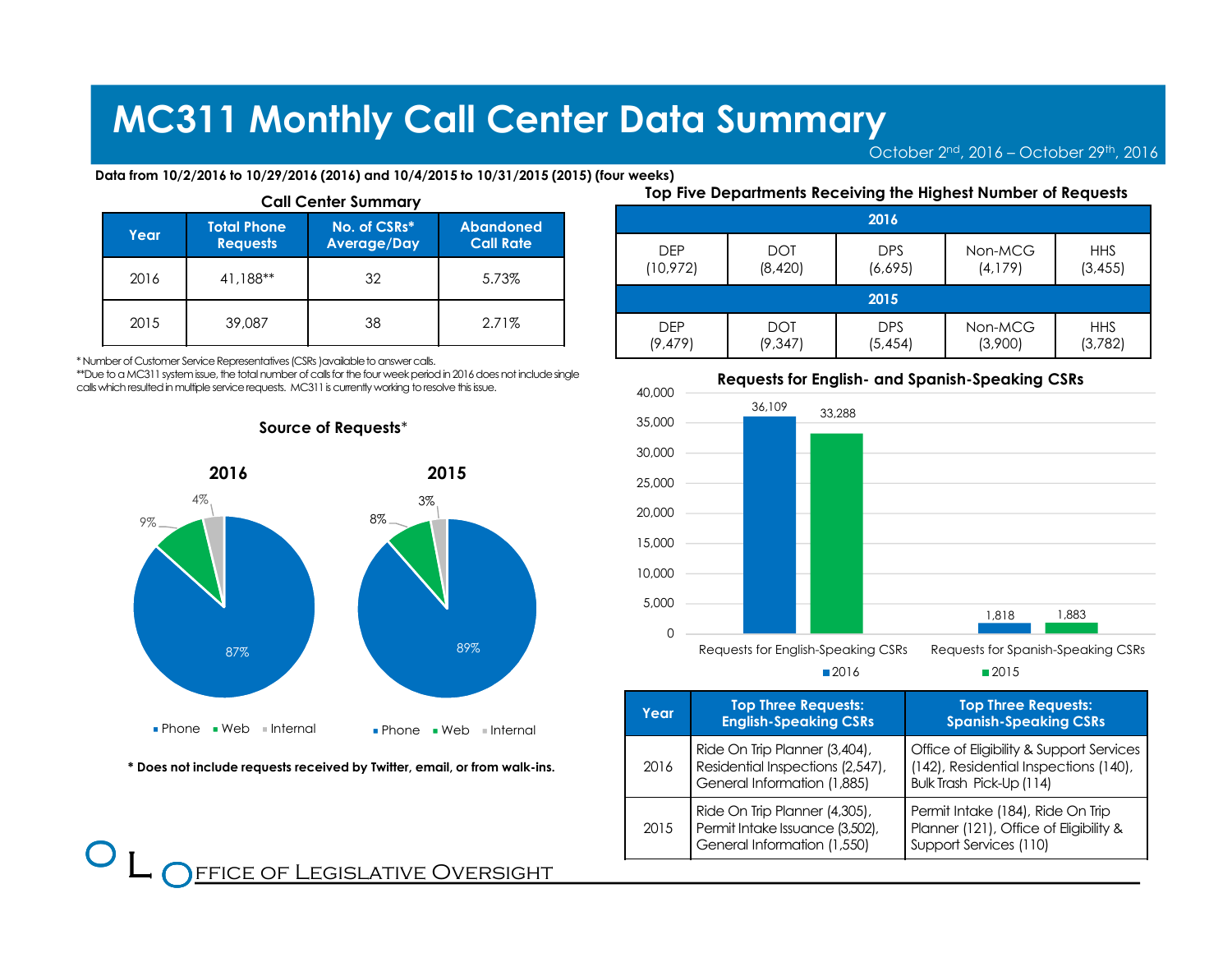# MC311 Monthly Call Center Data Summary

October 2nd, 2016 – October 29th, 2016

**Data from 10/2/2016 to 10/29/2016 (2016) and 10/4/2015 to 10/31/2015 (2015) (four weeks)**

### Call Center Summary

| Year | Total Phone Requests | No. of CSRs* Average/Day | Abandoned Call Rate |
|---|---|---|---|
| 2016 | 41,188** | 32 | 5.73% |
| 2015 | 39,087 | 38 | 2.71% |

* Number of Customer Service Representatives (CSRs )available to answer calls.
**Due to a MC311 system issue, the total number of calls for the four week period in 2016 does not include single calls which resulted in multiple service requests. MC311 is currently working to resolve this issue.

### Source of Requests*

**2016**

- Phone: 87%
- Web: 9%
- Internal: 4%

**2015**

- Phone: 89%
- Web: 8%
- Internal: 3%

**\* Does not include requests received by Twitter, email, or from walk-ins.**

### Top Five Departments Receiving the Highest Number of Requests

| 2016 | | | | |
|---|---|---|---|---|
| DEP (10,972) | DOT (8,420) | DPS (6,695) | Non-MCG (4,179) | HHS (3,455) |
| **2015** | | | | |
| DEP (9,479) | DOT (9,347) | DPS (5,454) | Non-MCG (3,900) | HHS (3,782) |

### Requests for English- and Spanish-Speaking CSRs

| | 2016 | 2015 |
|---|---|---|
| Requests for English-Speaking CSRs | 36,109 | 33,288 |
| Requests for Spanish-Speaking CSRs | 1,818 | 1,883 |

| Year | Top Three Requests: English-Speaking CSRs | Top Three Requests: Spanish-Speaking CSRs |
|---|---|---|
| 2016 | Ride On Trip Planner (3,404), Residential Inspections (2,547), General Information (1,885) | Office of Eligibility & Support Services (142), Residential Inspections (140), Bulk Trash Pick-Up (114) |
| 2015 | Ride On Trip Planner (4,305), Permit Intake Issuance (3,502), General Information (1,550) | Permit Intake (184), Ride On Trip Planner (121), Office of Eligibility & Support Services (110) |

Office of Legislative Oversight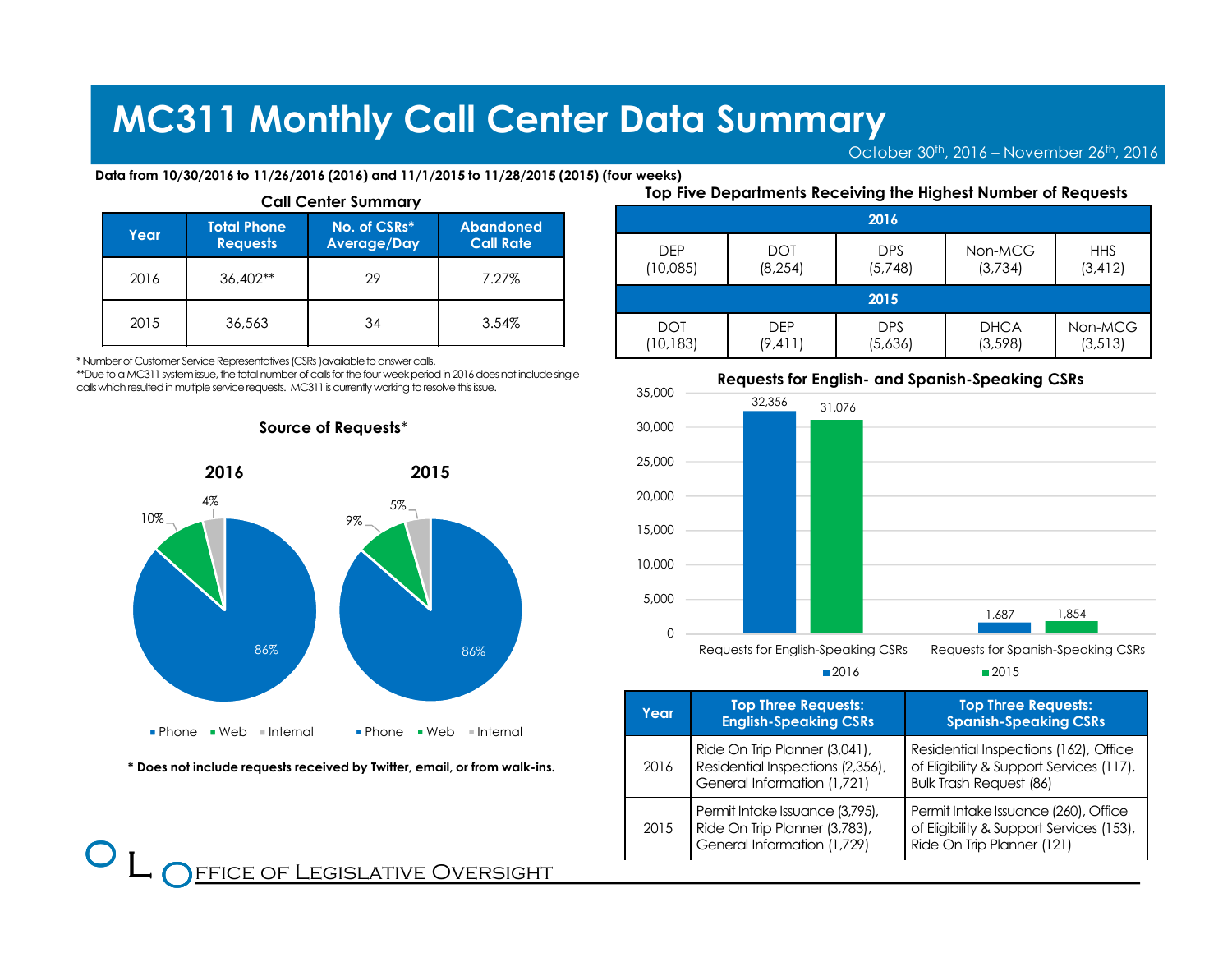# MC311 Monthly Call Center Data Summary

October 30th, 2016 – November 26th, 2016

**Data from 10/30/2016 to 11/26/2016 (2016) and 11/1/2015 to 11/28/2015 (2015) (four weeks)**

### Call Center Summary

| Year | Total Phone Requests | No. of CSRs* Average/Day | Abandoned Call Rate |
|---|---|---|---|
| 2016 | 36,402** | 29 | 7.27% |
| 2015 | 36,563 | 34 | 3.54% |

* Number of Customer Service Representatives (CSRs )available to answer calls.
**Due to a MC311 system issue, the total number of calls for the four week period in 2016 does not include single calls which resulted in multiple service requests. MC311 is currently working to resolve this issue.

### Source of Requests*

2016
10%
4%
86%

2015
9%
5%
86%

Phone Web Internal

**\* Does not include requests received by Twitter, email, or from walk-ins.**

### Top Five Departments Receiving the Highest Number of Requests

| 2016 | | | | |
|---|---|---|---|---|
| DEP (10,085) | DOT (8,254) | DPS (5,748) | Non-MCG (3,734) | HHS (3,412) |
| **2015** | | | | |
| DOT (10,183) | DEP (9,411) | DPS (5,636) | DHCA (3,598) | Non-MCG (3,513) |

### Requests for English- and Spanish-Speaking CSRs

35,000
30,000
25,000
20,000
15,000
10,000
5,000
0

32,356
31,076
1,687
1,854

Requests for English-Speaking CSRs
Requests for Spanish-Speaking CSRs

2016 2015

| Year | Top Three Requests: English-Speaking CSRs | Top Three Requests: Spanish-Speaking CSRs |
|---|---|---|
| 2016 | Ride On Trip Planner (3,041), Residential Inspections (2,356), General Information (1,721) | Residential Inspections (162), Office of Eligibility & Support Services (117), Bulk Trash Request (86) |
| 2015 | Permit Intake Issuance (3,795), Ride On Trip Planner (3,783), General Information (1,729) | Permit Intake Issuance (260), Office of Eligibility & Support Services (153), Ride On Trip Planner (121) |

Office of Legislative Oversight